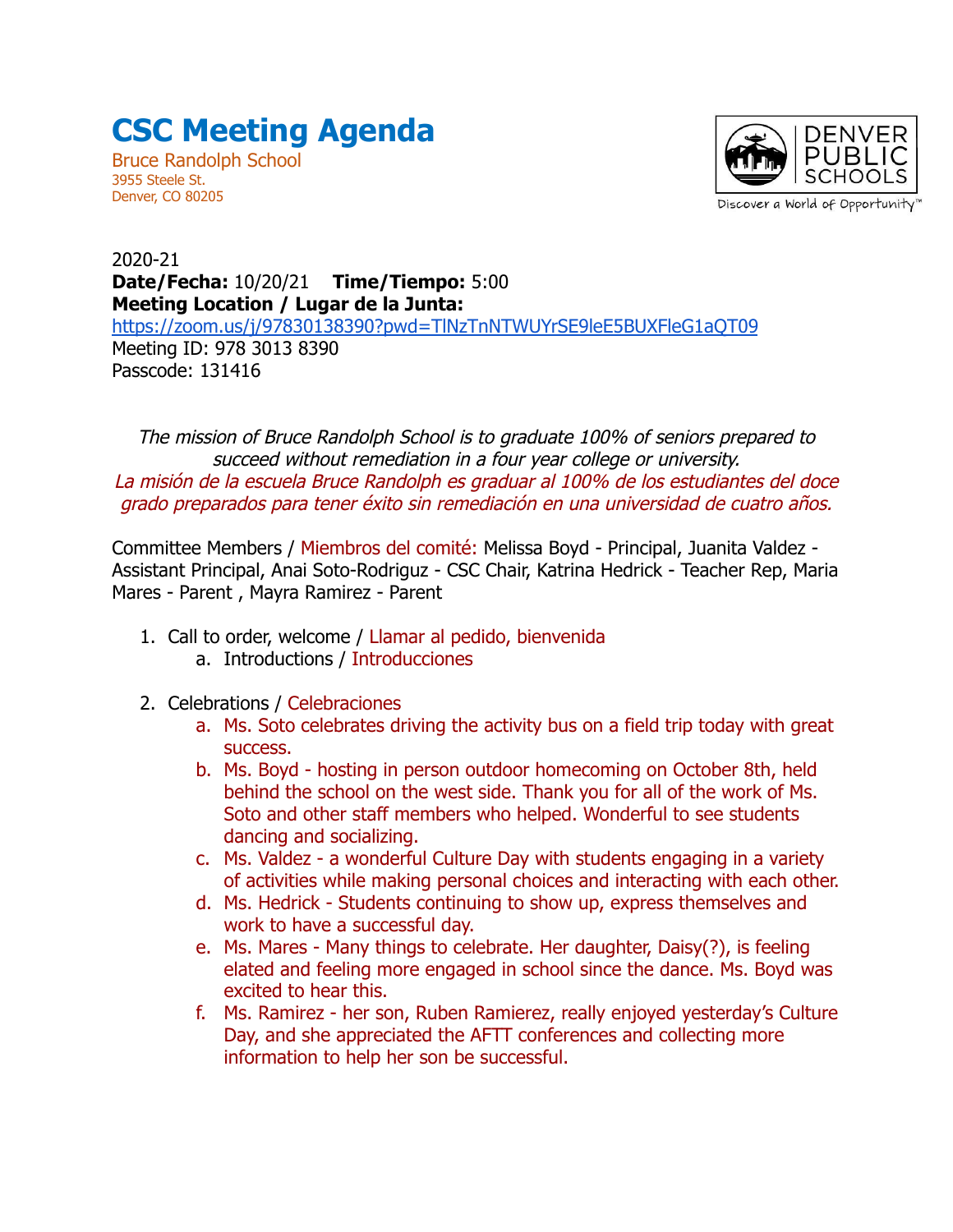# CSC Meeting Agenda

Bruce Randolph School
3955 Steele St.
Denver, CO 80205

2020-21
**Date/Fecha:** 10/20/21 **Time/Tiempo:** 5:00
**Meeting Location / Lugar de la Junta:**
https://zoom.us/j/97830138390?pwd=TlNzTnNTWUYrSE9leE5BUXFleG1aQT09
Meeting ID: 978 3013 8390
Passcode: 131416

*The mission of Bruce Randolph School is to graduate 100% of seniors prepared to succeed without remediation in a four year college or university.*
*La misión de la escuela Bruce Randolph es graduar al 100% de los estudiantes del doce grado preparados para tener éxito sin remediación en una universidad de cuatro años.*

Committee Members / Miembros del comité: Melissa Boyd - Principal, Juanita Valdez - Assistant Principal, Anai Soto-Rodriguz - CSC Chair, Katrina Hedrick - Teacher Rep, Maria Mares - Parent , Mayra Ramirez - Parent

1. Call to order, welcome / Llamar al pedido, bienvenida
    a. Introductions / Introducciones
2. Celebrations / Celebraciones
    a. Ms. Soto celebrates driving the activity bus on a field trip today with great success.
    b. Ms. Boyd - hosting in person outdoor homecoming on October 8th, held behind the school on the west side. Thank you for all of the work of Ms. Soto and other staff members who helped. Wonderful to see students dancing and socializing.
    c. Ms. Valdez - a wonderful Culture Day with students engaging in a variety of activities while making personal choices and interacting with each other.
    d. Ms. Hedrick - Students continuing to show up, express themselves and work to have a successful day.
    e. Ms. Mares - Many things to celebrate. Her daughter, Daisy(?), is feeling elated and feeling more engaged in school since the dance. Ms. Boyd was excited to hear this.
    f. Ms. Ramirez - her son, Ruben Ramierez, really enjoyed yesterday's Culture Day, and she appreciated the AFTT conferences and collecting more information to help her son be successful.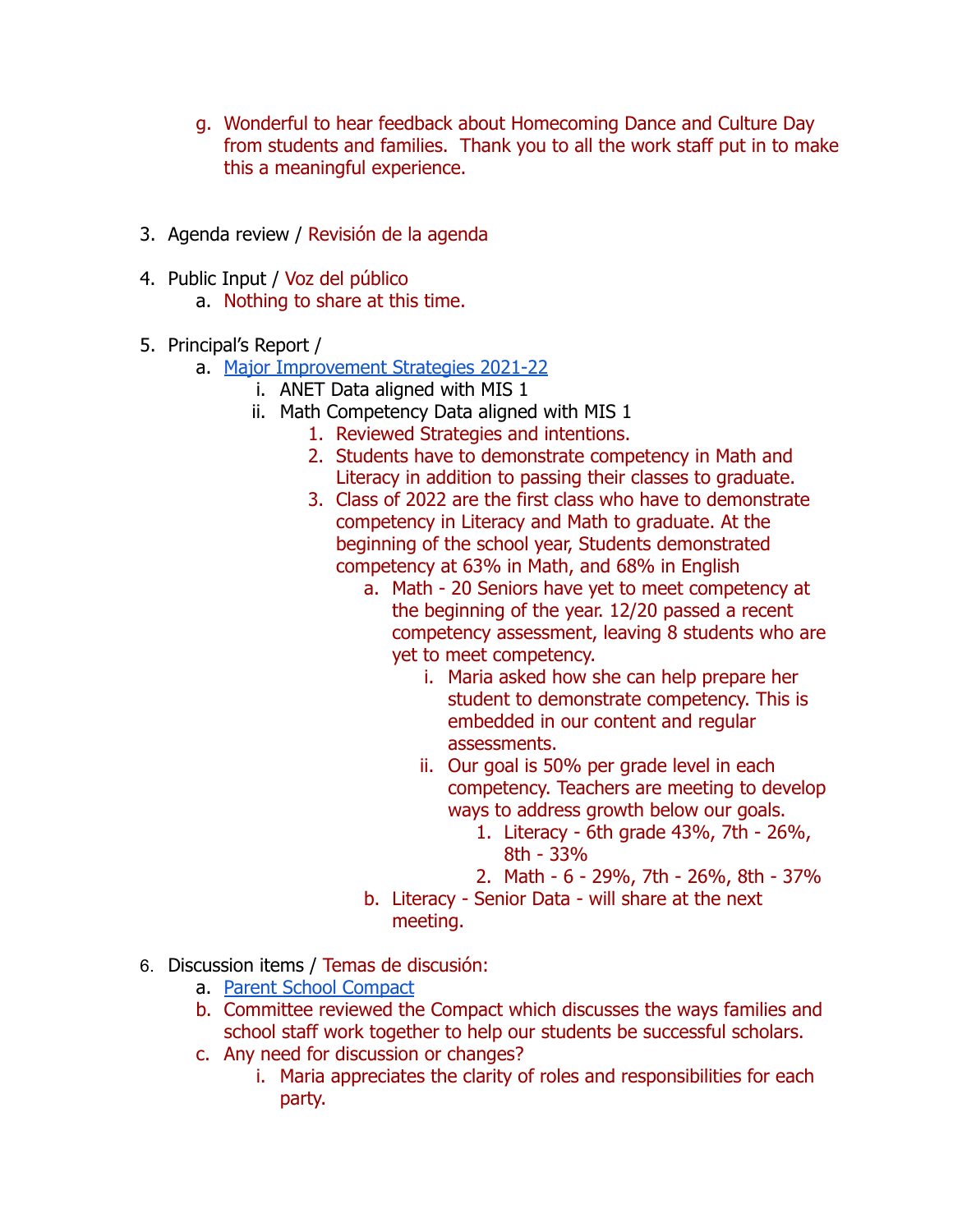g. Wonderful to hear feedback about Homecoming Dance and Culture Day from students and families. Thank you to all the work staff put in to make this a meaningful experience.

3. Agenda review / Revisión de la agenda

4. Public Input / Voz del público
   a. Nothing to share at this time.

5. Principal's Report /
   a. [Major Improvement Strategies 2021-22]
      i. ANET Data aligned with MIS 1
      ii. Math Competency Data aligned with MIS 1
         1. Reviewed Strategies and intentions.
         2. Students have to demonstrate competency in Math and Literacy in addition to passing their classes to graduate.
         3. Class of 2022 are the first class who have to demonstrate competency in Literacy and Math to graduate. At the beginning of the school year, Students demonstrated competency at 63% in Math, and 68% in English
            a. Math - 20 Seniors have yet to meet competency at the beginning of the year. 12/20 passed a recent competency assessment, leaving 8 students who are yet to meet competency.
               i. Maria asked how she can help prepare her student to demonstrate competency. This is embedded in our content and regular assessments.
               ii. Our goal is 50% per grade level in each competency. Teachers are meeting to develop ways to address growth below our goals.
                  1. Literacy - 6th grade 43%, 7th - 26%, 8th - 33%
                  2. Math - 6 - 29%, 7th - 26%, 8th - 37%
            b. Literacy - Senior Data - will share at the next meeting.

6. Discussion items / Temas de discusión:
   a. [Parent School Compact]
   b. Committee reviewed the Compact which discusses the ways families and school staff work together to help our students be successful scholars.
   c. Any need for discussion or changes?
      i. Maria appreciates the clarity of roles and responsibilities for each party.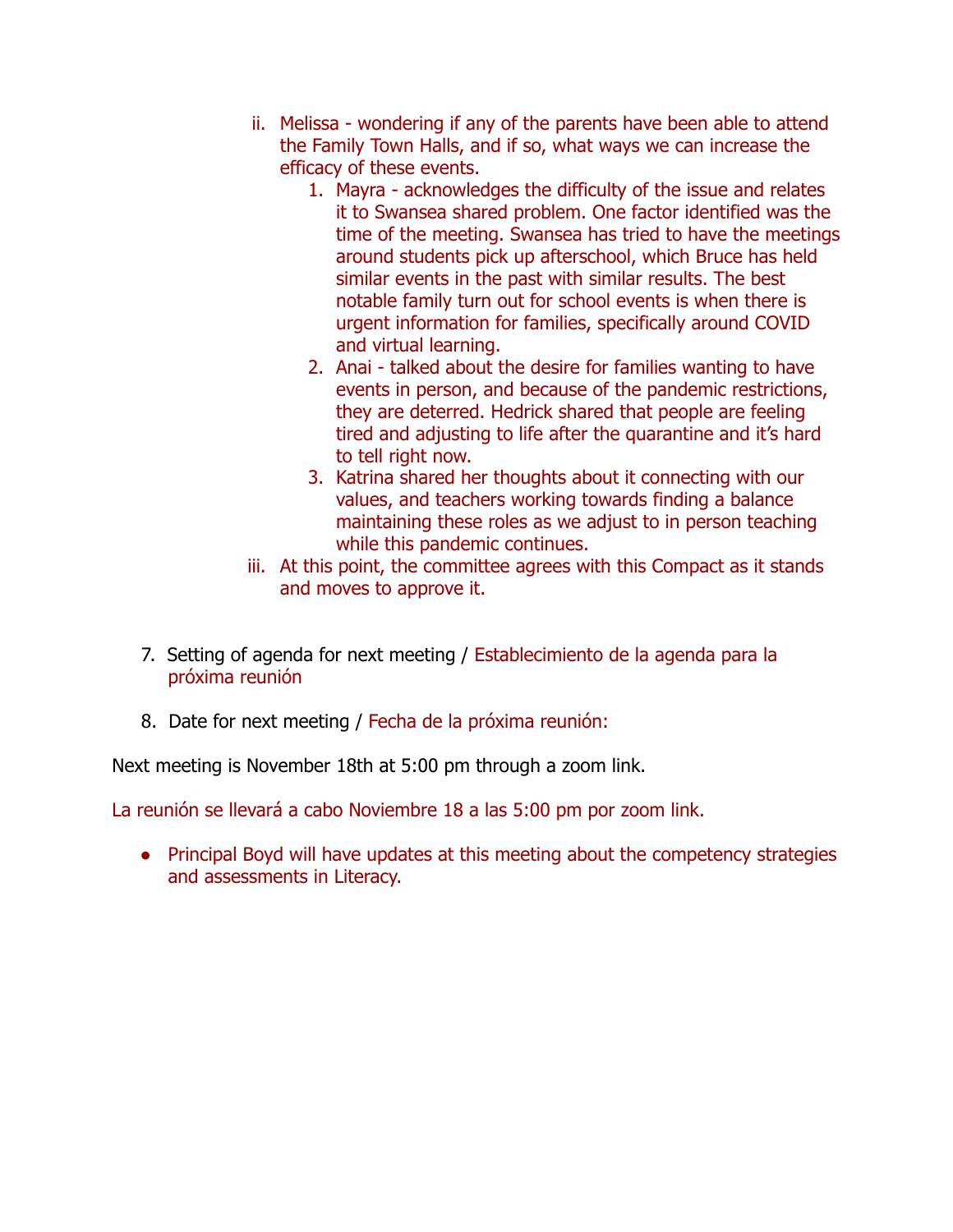ii. Melissa - wondering if any of the parents have been able to attend the Family Town Halls, and if so, what ways we can increase the efficacy of these events.
      1. Mayra - acknowledges the difficulty of the issue and relates it to Swansea shared problem. One factor identified was the time of the meeting. Swansea has tried to have the meetings around students pick up afterschool, which Bruce has held similar events in the past with similar results. The best notable family turn out for school events is when there is urgent information for families, specifically around COVID and virtual learning.
      2. Anai - talked about the desire for families wanting to have events in person, and because of the pandemic restrictions, they are deterred. Hedrick shared that people are feeling tired and adjusting to life after the quarantine and it's hard to tell right now.
      3. Katrina shared her thoughts about it connecting with our values, and teachers working towards finding a balance maintaining these roles as we adjust to in person teaching while this pandemic continues.
   iii. At this point, the committee agrees with this Compact as it stands and moves to approve it.

7. Setting of agenda for next meeting / Establecimiento de la agenda para la próxima reunión

8. Date for next meeting / Fecha de la próxima reunión:

Next meeting is November 18th at 5:00 pm through a zoom link.

La reunión se llevará a cabo Noviembre 18 a las 5:00 pm por zoom link.

- Principal Boyd will have updates at this meeting about the competency strategies and assessments in Literacy.